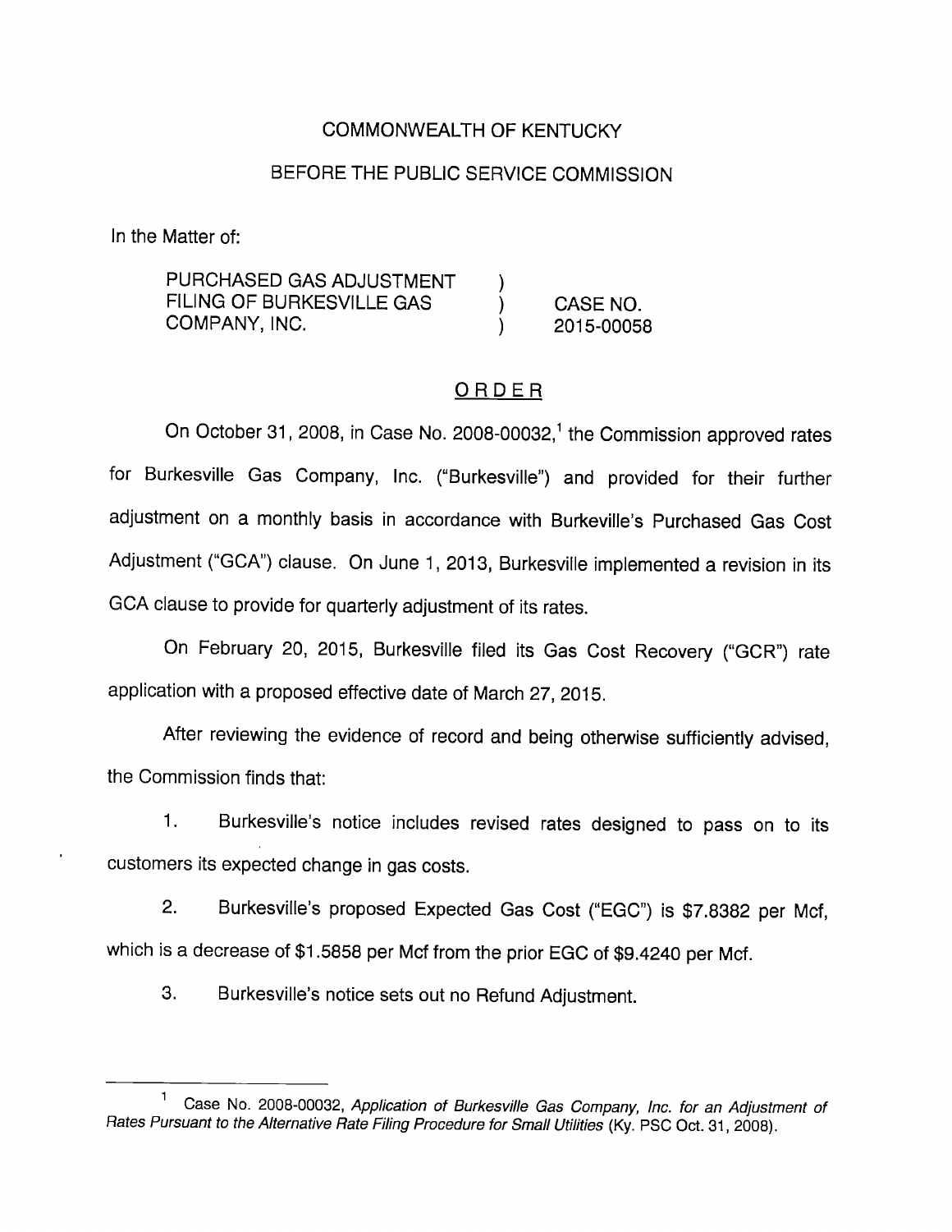COMMONWEALTH OF KENTUCKY

BEFORE THE PUBLIC SERVICE COMMISSION

In the Matter of:

PURCHASED GAS ADJUSTMENT FILING OF BURKESVILLE GAS COMPANY, INC. ) CASE NO. 2015-00058

# ORDER

On October 31, 2008, in Case No. 2008-00032,[1] the Commission approved rates for Burkesville Gas Company, Inc. ("Burkesville") and provided for their further adjustment on a monthly basis in accordance with Burkeville's Purchased Gas Cost Adjustment ("GCA") clause. On June 1, 2013, Burkesville implemented a revision in its GCA clause to provide for quarterly adjustment of its rates.

On February 20, 2015, Burkesville filed its Gas Cost Recovery ("GCR") rate application with a proposed effective date of March 27, 2015.

After reviewing the evidence of record and being otherwise sufficiently advised, the Commission finds that:

1. Burkesville's notice includes revised rates designed to pass on to its customers its expected change in gas costs.

2. Burkesville's proposed Expected Gas Cost ("EGC") is $7.8382 per Mcf, which is a decrease of $1.5858 per Mcf from the prior EGC of $9.4240 per Mcf.

3. Burkesville's notice sets out no Refund Adjustment.

---

[1] Case No. 2008-00032, *Application of Burkesville Gas Company, Inc. for an Adjustment of Rates Pursuant to the Alternative Rate Filing Procedure for Small Utilities* (Ky. PSC Oct. 31, 2008).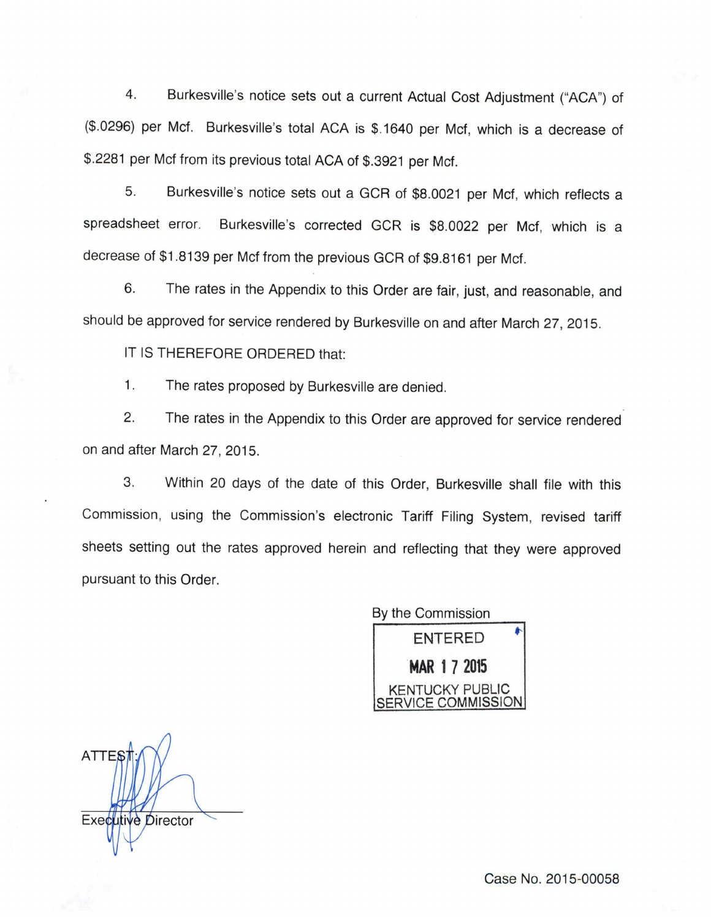4. Burkesville's notice sets out a current Actual Cost Adjustment ("ACA") of ($.0296) per Mcf. Burkesville's total ACA is $.1640 per Mcf, which is a decrease of $.2281 per Mcf from its previous total ACA of $.3921 per Mcf.

5. Burkesville's notice sets out a GCR of $8.0021 per Mcf, which reflects a spreadsheet error. Burkesville's corrected GCR is $8.0022 per Mcf, which is a decrease of $1.8139 per Mcf from the previous GCR of $9.8161 per Mcf.

6. The rates in the Appendix to this Order are fair, just, and reasonable, and should be approved for service rendered by Burkesville on and after March 27, 2015.

IT IS THEREFORE ORDERED that:

1. The rates proposed by Burkesville are denied.

2. The rates in the Appendix to this Order are approved for service rendered on and after March 27, 2015.

3. Within 20 days of the date of this Order, Burkesville shall file with this Commission, using the Commission's electronic Tariff Filing System, revised tariff sheets setting out the rates approved herein and reflecting that they were approved pursuant to this Order.

By the Commission

ENTERED

MAR 17 2015

KENTUCKY PUBLIC SERVICE COMMISSION

ATTEST:

Executive Director

Case No. 2015-00058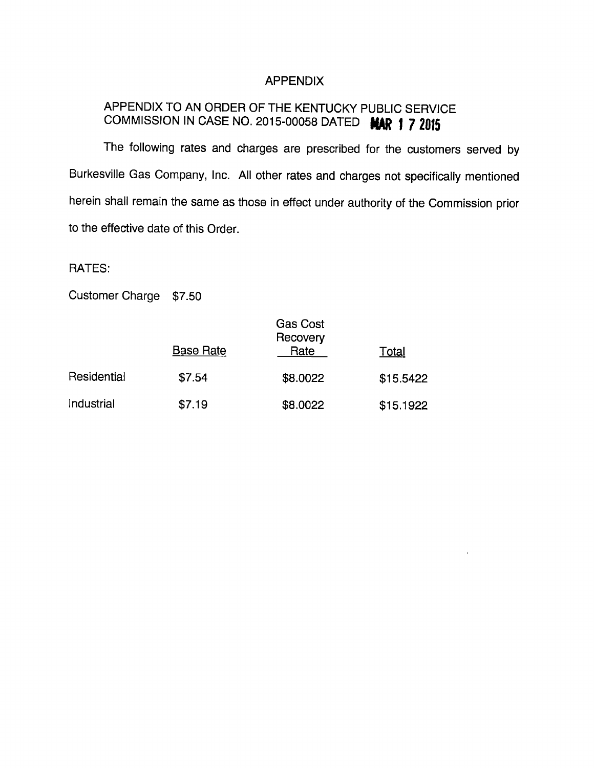# APPENDIX

## APPENDIX TO AN ORDER OF THE KENTUCKY PUBLIC SERVICE COMMISSION IN CASE NO. 2015-00058 DATED MAR 1 7 2015

The following rates and charges are prescribed for the customers served by Burkesville Gas Company, Inc. All other rates and charges not specifically mentioned herein shall remain the same as those in effect under authority of the Commission prior to the effective date of this Order.

RATES:

Customer Charge $7.50

| | Base Rate | Gas Cost Recovery Rate | Total |
|---|---|---|---|
| Residential | $7.54 | $8.0022 | $15.5422 |
| Industrial | $7.19 | $8.0022 | $15.1922 |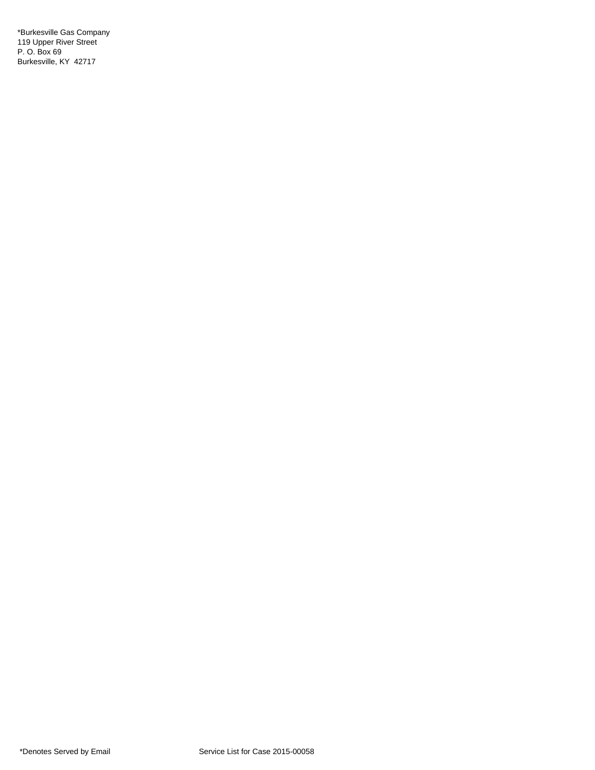*Burkesville Gas Company
119 Upper River Street
P. O. Box 69
Burkesville, KY  42717